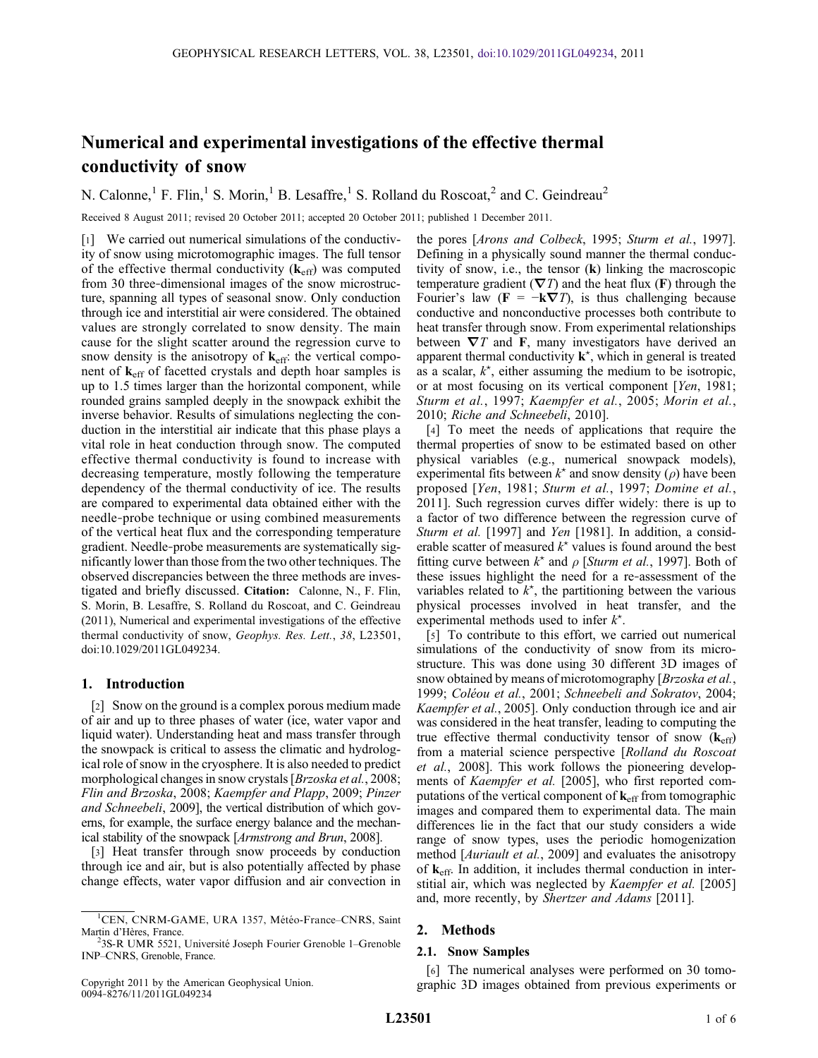# Numerical and experimental investigations of the effective thermal conductivity of snow

N. Calonne,[1] F. Flin,[1] S. Morin,[1] B. Lesaffre,[1] S. Rolland du Roscoat,[2] and C. Geindreau[2]

Received 8 August 2011; revised 20 October 2011; accepted 20 October 2011; published 1 December 2011.

[1] We carried out numerical simulations of the conductivity of snow using microtomographic images. The full tensor of the effective thermal conductivity ($\mathbf{k}_{\mathrm{eff}}$) was computed from 30 three-dimensional images of the snow microstructure, spanning all types of seasonal snow. Only conduction through ice and interstitial air were considered. The obtained values are strongly correlated to snow density. The main cause for the slight scatter around the regression curve to snow density is the anisotropy of $\mathbf{k}_{\mathrm{eff}}$: the vertical component of $\mathbf{k}_{\mathrm{eff}}$ of facetted crystals and depth hoar samples is up to 1.5 times larger than the horizontal component, while rounded grains sampled deeply in the snowpack exhibit the inverse behavior. Results of simulations neglecting the conduction in the interstitial air indicate that this phase plays a vital role in heat conduction through snow. The computed effective thermal conductivity is found to increase with decreasing temperature, mostly following the temperature dependency of the thermal conductivity of ice. The results are compared to experimental data obtained either with the needle-probe technique or using combined measurements of the vertical heat flux and the corresponding temperature gradient. Needle-probe measurements are systematically significantly lower than those from the two other techniques. The observed discrepancies between the three methods are investigated and briefly discussed. **Citation:** Calonne, N., F. Flin, S. Morin, B. Lesaffre, S. Rolland du Roscoat, and C. Geindreau (2011), Numerical and experimental investigations of the effective thermal conductivity of snow, *Geophys. Res. Lett.*, *38*, L23501, doi:10.1029/2011GL049234.

## 1. Introduction

[2] Snow on the ground is a complex porous medium made of air and up to three phases of water (ice, water vapor and liquid water). Understanding heat and mass transfer through the snowpack is critical to assess the climatic and hydrological role of snow in the cryosphere. It is also needed to predict morphological changes in snow crystals [*Brzoska et al.*, 2008; *Flin and Brzoska*, 2008; *Kaempfer and Plapp*, 2009; *Pinzer and Schneebeli*, 2009], the vertical distribution of which governs, for example, the surface energy balance and the mechanical stability of the snowpack [*Armstrong and Brun*, 2008].

[3] Heat transfer through snow proceeds by conduction through ice and air, but is also potentially affected by phase change effects, water vapor diffusion and air convection in the pores [*Arons and Colbeck*, 1995; *Sturm et al.*, 1997]. Defining in a physically sound manner the thermal conductivity of snow, i.e., the tensor ($\mathbf{k}$) linking the macroscopic temperature gradient ($\nabla T$) and the heat flux ($\mathbf{F}$) through the Fourier's law ($\mathbf{F} = -\mathbf{k}\nabla T$), is thus challenging because conductive and nonconductive processes both contribute to heat transfer through snow. From experimental relationships between $\nabla T$ and $\mathbf{F}$, many investigators have derived an apparent thermal conductivity $\mathbf{k}^{\star}$, which in general is treated as a scalar, $k^{\star}$, either assuming the medium to be isotropic, or at most focusing on its vertical component [*Yen*, 1981; *Sturm et al.*, 1997; *Kaempfer et al.*, 2005; *Morin et al.*, 2010; *Riche and Schneebeli*, 2010].

[4] To meet the needs of applications that require the thermal properties of snow to be estimated based on other physical variables (e.g., numerical snowpack models), experimental fits between $k^{\star}$ and snow density ($\rho$) have been proposed [*Yen*, 1981; *Sturm et al.*, 1997; *Domine et al.*, 2011]. Such regression curves differ widely: there is up to a factor of two difference between the regression curve of *Sturm et al.* [1997] and *Yen* [1981]. In addition, a considerable scatter of measured $k^{\star}$ values is found around the best fitting curve between $k^{\star}$ and $\rho$ [*Sturm et al.*, 1997]. Both of these issues highlight the need for a re-assessment of the variables related to $k^{\star}$, the partitioning between the various physical processes involved in heat transfer, and the experimental methods used to infer $k^{\star}$.

[5] To contribute to this effort, we carried out numerical simulations of the conductivity of snow from its microstructure. This was done using 30 different 3D images of snow obtained by means of microtomography [*Brzoska et al.*, 1999; *Coléou et al.*, 2001; *Schneebeli and Sokratov*, 2004; *Kaempfer et al.*, 2005]. Only conduction through ice and air was considered in the heat transfer, leading to computing the true effective thermal conductivity tensor of snow ($\mathbf{k}_{\mathrm{eff}}$) from a material science perspective [*Rolland du Roscoat et al.*, 2008]. This work follows the pioneering developments of *Kaempfer et al.* [2005], who first reported computations of the vertical component of $\mathbf{k}_{\mathrm{eff}}$ from tomographic images and compared them to experimental data. The main differences lie in the fact that our study considers a wide range of snow types, uses the periodic homogenization method [*Auriault et al.*, 2009] and evaluates the anisotropy of $\mathbf{k}_{\mathrm{eff}}$. In addition, it includes thermal conduction in interstitial air, which was neglected by *Kaempfer et al.* [2005] and, more recently, by *Shertzer and Adams* [2011].

## 2. Methods

### 2.1. Snow Samples

[6] The numerical analyses were performed on 30 tomographic 3D images obtained from previous experiments or

---

[1] CEN, CNRM-GAME, URA 1357, Météo-France–CNRS, Saint Martin d'Hères, France.

[2] 3S-R UMR 5521, Université Joseph Fourier Grenoble 1–Grenoble INP–CNRS, Grenoble, France.

Copyright 2011 by the American Geophysical Union.
0094-8276/11/2011GL049234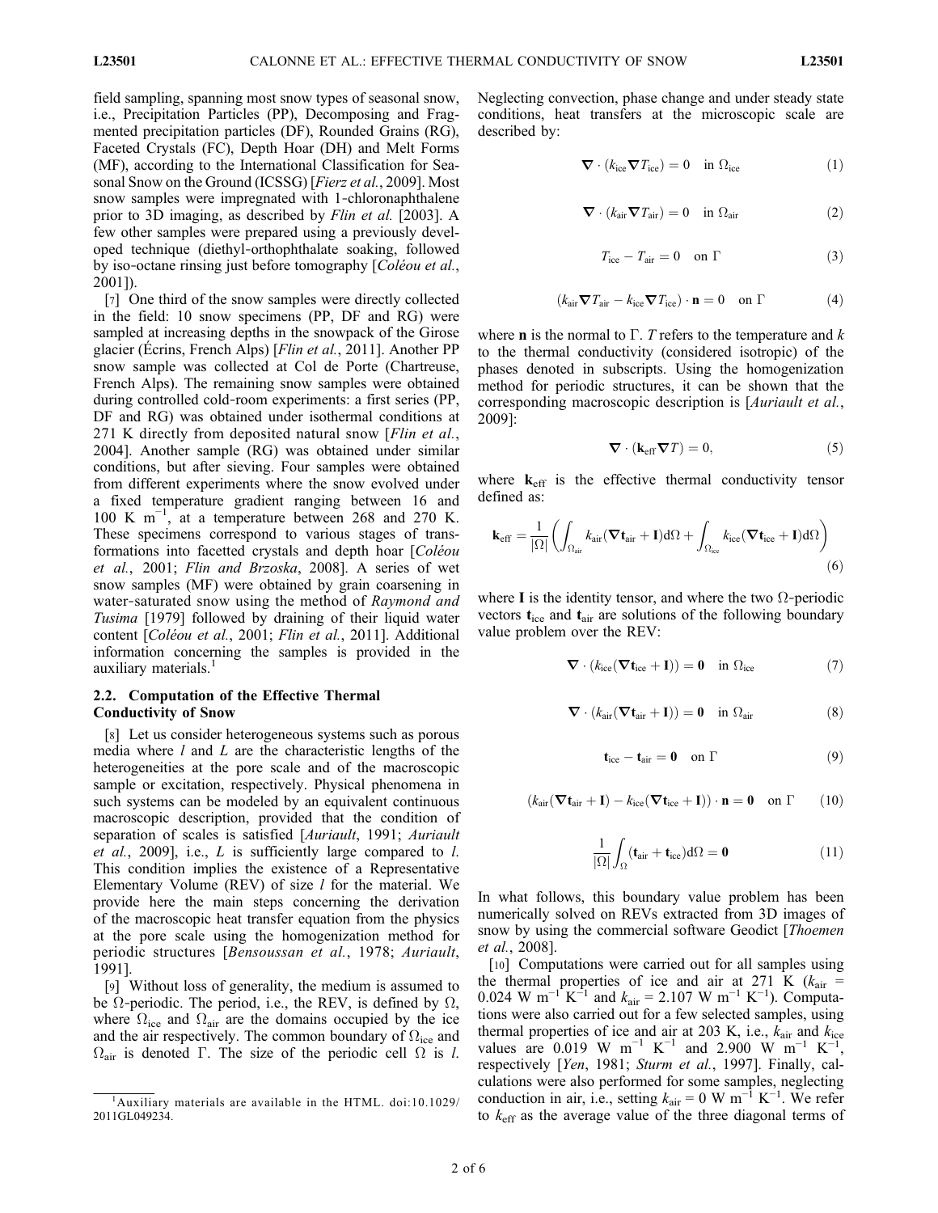field sampling, spanning most snow types of seasonal snow, i.e., Precipitation Particles (PP), Decomposing and Fragmented precipitation particles (DF), Rounded Grains (RG), Faceted Crystals (FC), Depth Hoar (DH) and Melt Forms (MF), according to the International Classification for Seasonal Snow on the Ground (ICSSG) [*Fierz et al.*, 2009]. Most snow samples were impregnated with 1-chloronaphthalene prior to 3D imaging, as described by *Flin et al.* [2003]. A few other samples were prepared using a previously developed technique (diethyl-orthophthalate soaking, followed by iso-octane rinsing just before tomography [*Coléou et al.*, 2001]).

[7] One third of the snow samples were directly collected in the field: 10 snow specimens (PP, DF and RG) were sampled at increasing depths in the snowpack of the Girose glacier (Écrins, French Alps) [*Flin et al.*, 2011]. Another PP snow sample was collected at Col de Porte (Chartreuse, French Alps). The remaining snow samples were obtained during controlled cold-room experiments: a first series (PP, DF and RG) was obtained under isothermal conditions at 271 K directly from deposited natural snow [*Flin et al.*, 2004]. Another sample (RG) was obtained under similar conditions, but after sieving. Four samples were obtained from different experiments where the snow evolved under a fixed temperature gradient ranging between 16 and 100 K $m^{-1}$, at a temperature between 268 and 270 K. These specimens correspond to various stages of transformations into facetted crystals and depth hoar [*Coléou et al.*, 2001; *Flin and Brzoska*, 2008]. A series of wet snow samples (MF) were obtained by grain coarsening in water-saturated snow using the method of *Raymond and Tusima* [1979] followed by draining of their liquid water content [*Coléou et al.*, 2001; *Flin et al.*, 2011]. Additional information concerning the samples is provided in the auxiliary materials.[1]

## 2.2. Computation of the Effective Thermal Conductivity of Snow

[8] Let us consider heterogeneous systems such as porous media where $l$ and $L$ are the characteristic lengths of the heterogeneities at the pore scale and of the macroscopic sample or excitation, respectively. Physical phenomena in such systems can be modeled by an equivalent continuous macroscopic description, provided that the condition of separation of scales is satisfied [*Auriault*, 1991; *Auriault et al.*, 2009], i.e., $L$ is sufficiently large compared to $l$. This condition implies the existence of a Representative Elementary Volume (REV) of size $l$ for the material. We provide here the main steps concerning the derivation of the macroscopic heat transfer equation from the physics at the pore scale using the homogenization method for periodic structures [*Bensoussan et al.*, 1978; *Auriault*, 1991].

[9] Without loss of generality, the medium is assumed to be $\Omega$-periodic. The period, i.e., the REV, is defined by $\Omega$, where $\Omega_{\text{ice}}$ and $\Omega_{\text{air}}$ are the domains occupied by the ice and the air respectively. The common boundary of $\Omega_{\text{ice}}$ and $\Omega_{\text{air}}$ is denoted $\Gamma$. The size of the periodic cell $\Omega$ is $l$. Neglecting convection, phase change and under steady state conditions, heat transfers at the microscopic scale are described by:

$$\nabla \cdot (k_{\text{ice}} \nabla T_{\text{ice}}) = 0 \quad \text{in } \Omega_{\text{ice}} \tag{1}$$

$$\nabla \cdot (k_{\text{air}} \nabla T_{\text{air}}) = 0 \quad \text{in } \Omega_{\text{air}} \tag{2}$$

$$T_{\text{ice}} - T_{\text{air}} = 0 \quad \text{on } \Gamma \tag{3}$$

$$(k_{\text{air}} \nabla T_{\text{air}} - k_{\text{ice}} \nabla T_{\text{ice}}) \cdot \mathbf{n} = 0 \quad \text{on } \Gamma \tag{4}$$

where $\mathbf{n}$ is the normal to $\Gamma$. $T$ refers to the temperature and $k$ to the thermal conductivity (considered isotropic) of the phases denoted in subscripts. Using the homogenization method for periodic structures, it can be shown that the corresponding macroscopic description is [*Auriault et al.*, 2009]:

$$\nabla \cdot (\mathbf{k}_{\text{eff}} \nabla T) = 0, \tag{5}$$

where $\mathbf{k}_{\text{eff}}$ is the effective thermal conductivity tensor defined as:

$$\mathbf{k}_{\text{eff}} = \frac{1}{|\Omega|} \left( \int_{\Omega_{\text{air}}} k_{\text{air}} (\nabla \mathbf{t}_{\text{air}} + \mathbf{I}) d\Omega + \int_{\Omega_{\text{ice}}} k_{\text{ice}} (\nabla \mathbf{t}_{\text{ice}} + \mathbf{I}) d\Omega \right) \tag{6}$$

where $\mathbf{I}$ is the identity tensor, and where the two $\Omega$-periodic vectors $\mathbf{t}_{\text{ice}}$ and $\mathbf{t}_{\text{air}}$ are solutions of the following boundary value problem over the REV:

$$\nabla \cdot (k_{\text{ice}} (\nabla \mathbf{t}_{\text{ice}} + \mathbf{I})) = \mathbf{0} \quad \text{in } \Omega_{\text{ice}} \tag{7}$$

$$\nabla \cdot (k_{\text{air}} (\nabla \mathbf{t}_{\text{air}} + \mathbf{I})) = \mathbf{0} \quad \text{in } \Omega_{\text{air}} \tag{8}$$

$$\mathbf{t}_{\text{ice}} - \mathbf{t}_{\text{air}} = \mathbf{0} \quad \text{on } \Gamma \tag{9}$$

$$(k_{\text{air}} (\nabla \mathbf{t}_{\text{air}} + \mathbf{I}) - k_{\text{ice}} (\nabla \mathbf{t}_{\text{ice}} + \mathbf{I})) \cdot \mathbf{n} = \mathbf{0} \quad \text{on } \Gamma \tag{10}$$

$$\frac{1}{|\Omega|} \int_{\Omega} (\mathbf{t}_{\text{air}} + \mathbf{t}_{\text{ice}}) d\Omega = \mathbf{0} \tag{11}$$

In what follows, this boundary value problem has been numerically solved on REVs extracted from 3D images of snow by using the commercial software Geodict [*Thoemen et al.*, 2008].

[10] Computations were carried out for all samples using the thermal properties of ice and air at 271 K ($k_{\text{air}}$ = 0.024 W $m^{-1}$ $K^{-1}$ and $k_{\text{air}}$ = 2.107 W $m^{-1}$ $K^{-1}$). Computations were also carried out for a few selected samples, using thermal properties of ice and air at 203 K, i.e., $k_{\text{air}}$ and $k_{\text{ice}}$ values are 0.019 W $m^{-1}$ $K^{-1}$ and 2.900 W $m^{-1}$ $K^{-1}$, respectively [*Yen*, 1981; *Sturm et al.*, 1997]. Finally, calculations were also performed for some samples, neglecting conduction in air, i.e., setting $k_{\text{air}}$ = 0 W $m^{-1}$ $K^{-1}$. We refer to $k_{\text{eff}}$ as the average value of the three diagonal terms of

[1] Auxiliary materials are available in the HTML. doi:10.1029/2011GL049234.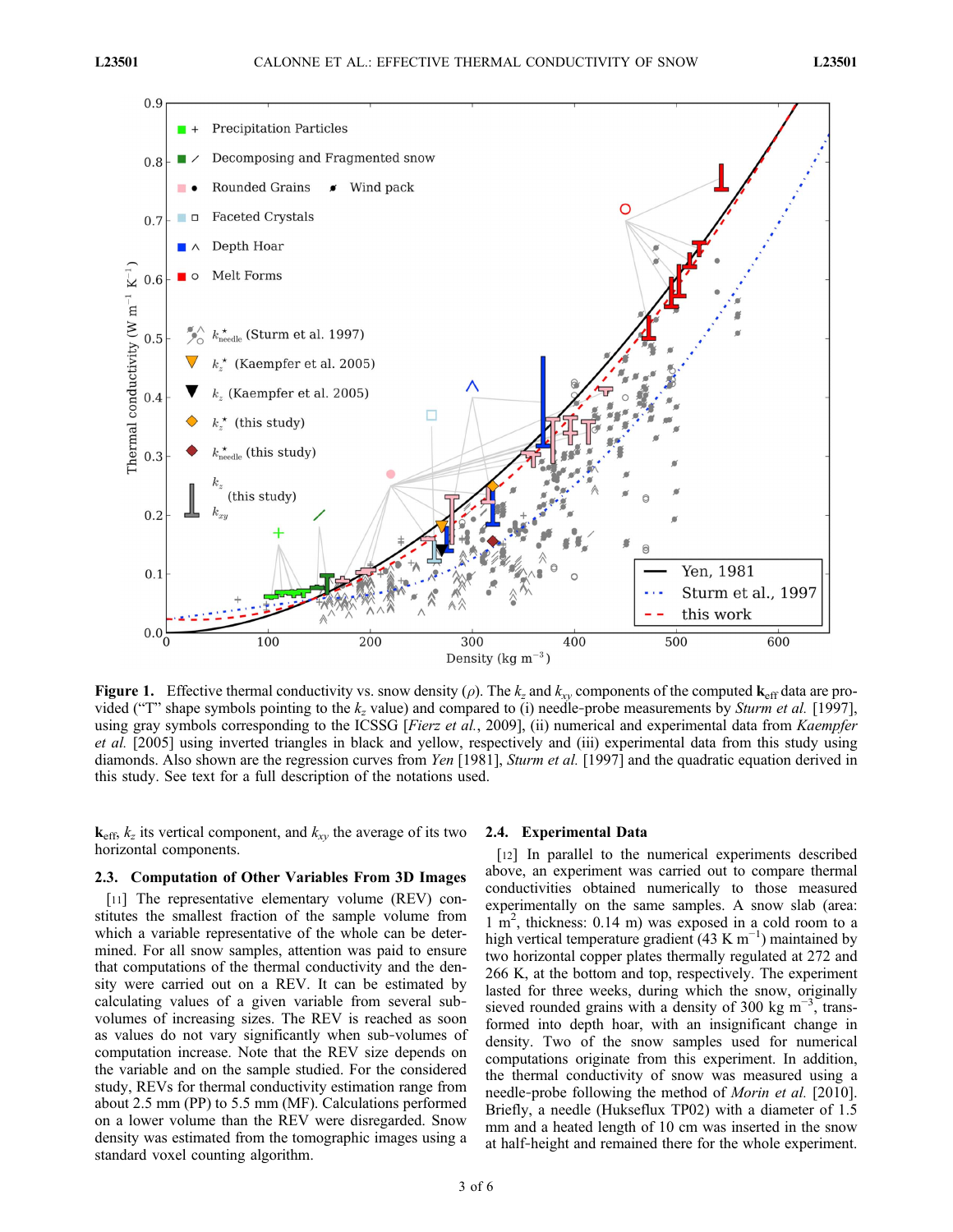**Figure 1.** Effective thermal conductivity vs. snow density ($\rho$). The $k_z$ and $k_{xy}$ components of the computed $\mathbf{k}_{\text{eff}}$ data are provided ("T" shape symbols pointing to the $k_z$ value) and compared to (i) needle-probe measurements by *Sturm et al.* [1997], using gray symbols corresponding to the ICSSG [*Fierz et al.*, 2009], (ii) numerical and experimental data from *Kaempfer et al.* [2005] using inverted triangles in black and yellow, respectively and (iii) experimental data from this study using diamonds. Also shown are the regression curves from *Yen* [1981], *Sturm et al.* [1997] and the quadratic equation derived in this study. See text for a full description of the notations used.

$\mathbf{k}_{\text{eff}}$, $k_z$ its vertical component, and $k_{xy}$ the average of its two horizontal components.

### 2.3. Computation of Other Variables From 3D Images

[11] The representative elementary volume (REV) constitutes the smallest fraction of the sample volume from which a variable representative of the whole can be determined. For all snow samples, attention was paid to ensure that computations of the thermal conductivity and the density were carried out on a REV. It can be estimated by calculating values of a given variable from several subvolumes of increasing sizes. The REV is reached as soon as values do not vary significantly when sub-volumes of computation increase. Note that the REV size depends on the variable and on the sample studied. For the considered study, REVs for thermal conductivity estimation range from about 2.5 mm (PP) to 5.5 mm (MF). Calculations performed on a lower volume than the REV were disregarded. Snow density was estimated from the tomographic images using a standard voxel counting algorithm.

### 2.4. Experimental Data

[12] In parallel to the numerical experiments described above, an experiment was carried out to compare thermal conductivities obtained numerically to those measured experimentally on the same samples. A snow slab (area: 1 m$^2$, thickness: 0.14 m) was exposed in a cold room to a high vertical temperature gradient (43 K m$^{-1}$) maintained by two horizontal copper plates thermally regulated at 272 and 266 K, at the bottom and top, respectively. The experiment lasted for three weeks, during which the snow, originally sieved rounded grains with a density of 300 kg m$^{-3}$, transformed into depth hoar, with an insignificant change in density. Two of the snow samples used for numerical computations originate from this experiment. In addition, the thermal conductivity of snow was measured using a needle-probe following the method of *Morin et al.* [2010]. Briefly, a needle (Hukseflux TP02) with a diameter of 1.5 mm and a heated length of 10 cm was inserted in the snow at half-height and remained there for the whole experiment.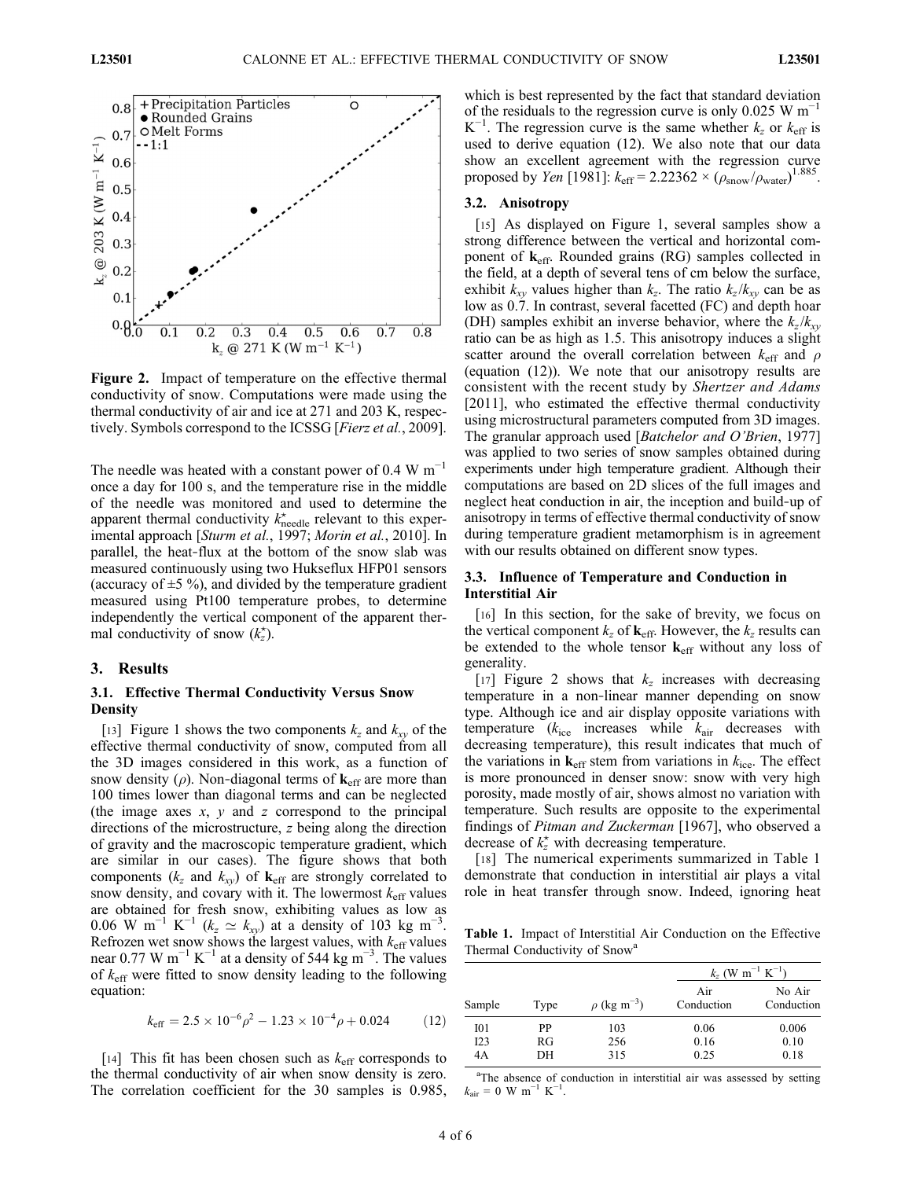Figure 2. Impact of temperature on the effective thermal conductivity of snow. Computations were made using the thermal conductivity of air and ice at 271 and 203 K, respectively. Symbols correspond to the ICSSG [*Fierz et al.*, 2009].

The needle was heated with a constant power of 0.4 W m$^{-1}$ once a day for 100 s, and the temperature rise in the middle of the needle was monitored and used to determine the apparent thermal conductivity $k^{\star}_{\text{needle}}$ relevant to this experimental approach [*Sturm et al.*, 1997; *Morin et al.*, 2010]. In parallel, the heat-flux at the bottom of the snow slab was measured continuously using two Hukseflux HFP01 sensors (accuracy of ±5 %), and divided by the temperature gradient measured using Pt100 temperature probes, to determine independently the vertical component of the apparent thermal conductivity of snow ($k^{\star}_z$).

## 3. Results

### 3.1. Effective Thermal Conductivity Versus Snow Density

[13] Figure 1 shows the two components $k_z$ and $k_{xy}$ of the effective thermal conductivity of snow, computed from all the 3D images considered in this work, as a function of snow density ($\rho$). Non-diagonal terms of $\mathbf{k}_{\text{eff}}$ are more than 100 times lower than diagonal terms and can be neglected (the image axes $x$, $y$ and $z$ correspond to the principal directions of the microstructure, $z$ being along the direction of gravity and the macroscopic temperature gradient, which are similar in our cases). The figure shows that both components ($k_z$ and $k_{xy}$) of $\mathbf{k}_{\text{eff}}$ are strongly correlated to snow density, and covary with it. The lowermost $k_{\text{eff}}$ values are obtained for fresh snow, exhibiting values as low as 0.06 W m$^{-1}$ K$^{-1}$ ($k_z \simeq k_{xy}$) at a density of 103 kg m$^{-3}$. Refrozen wet snow shows the largest values, with $k_{\text{eff}}$ values near 0.77 W m$^{-1}$ K$^{-1}$ at a density of 544 kg m$^{-3}$. The values of $k_{\text{eff}}$ were fitted to snow density leading to the following equation:

$$k_{\text{eff}} = 2.5 \times 10^{-6}\rho^2 - 1.23 \times 10^{-4}\rho + 0.024 \qquad (12)$$

[14] This fit has been chosen such as $k_{\text{eff}}$ corresponds to the thermal conductivity of air when snow density is zero. The correlation coefficient for the 30 samples is 0.985, which is best represented by the fact that standard deviation of the residuals to the regression curve is only 0.025 W m$^{-1}$ K$^{-1}$. The regression curve is the same whether $k_z$ or $k_{\text{eff}}$ is used to derive equation (12). We also note that our data show an excellent agreement with the regression curve proposed by *Yen* [1981]: $k_{\text{eff}} = 2.22362 \times (\rho_{\text{snow}}/\rho_{\text{water}})^{1.885}$.

### 3.2. Anisotropy

[15] As displayed on Figure 1, several samples show a strong difference between the vertical and horizontal component of $\mathbf{k}_{\text{eff}}$. Rounded grains (RG) samples collected in the field, at a depth of several tens of cm below the surface, exhibit $k_{xy}$ values higher than $k_z$. The ratio $k_z/k_{xy}$ can be as low as 0.7. In contrast, several facetted (FC) and depth hoar (DH) samples exhibit an inverse behavior, where the $k_z/k_{xy}$ ratio can be as high as 1.5. This anisotropy induces a slight scatter around the overall correlation between $k_{\text{eff}}$ and $\rho$ (equation (12)). We note that our anisotropy results are consistent with the recent study by *Shertzer and Adams* [2011], who estimated the effective thermal conductivity using microstructural parameters computed from 3D images. The granular approach used [*Batchelor and O'Brien*, 1977] was applied to two series of snow samples obtained during experiments under high temperature gradient. Although their computations are based on 2D slices of the full images and neglect heat conduction in air, the inception and build-up of anisotropy in terms of effective thermal conductivity of snow during temperature gradient metamorphism is in agreement with our results obtained on different snow types.

### 3.3. Influence of Temperature and Conduction in Interstitial Air

[16] In this section, for the sake of brevity, we focus on the vertical component $k_z$ of $\mathbf{k}_{\text{eff}}$. However, the $k_z$ results can be extended to the whole tensor $\mathbf{k}_{\text{eff}}$ without any loss of generality.

[17] Figure 2 shows that $k_z$ increases with decreasing temperature in a non-linear manner depending on snow type. Although ice and air display opposite variations with temperature ($k_{\text{ice}}$ increases while $k_{\text{air}}$ decreases with decreasing temperature), this result indicates that much of the variations in $\mathbf{k}_{\text{eff}}$ stem from variations in $k_{\text{ice}}$. The effect is more pronounced in denser snow: snow with very high porosity, made mostly of air, shows almost no variation with temperature. Such results are opposite to the experimental findings of *Pitman and Zuckerman* [1967], who observed a decrease of $k^{\star}_z$ with decreasing temperature.

[18] The numerical experiments summarized in Table 1 demonstrate that conduction in interstitial air plays a vital role in heat transfer through snow. Indeed, ignoring heat

Table 1. Impact of Interstitial Air Conduction on the Effective Thermal Conductivity of Snow[a]

| Sample | Type | $\rho$ (kg m$^{-3}$) | $k_z$ (W m$^{-1}$ K$^{-1}$) Air Conduction | $k_z$ (W m$^{-1}$ K$^{-1}$) No Air Conduction |
|---|---|---|---|---|
| I01 | PP | 103 | 0.06 | 0.006 |
| I23 | RG | 256 | 0.16 | 0.10 |
| 4A | DH | 315 | 0.25 | 0.18 |

[a]The absence of conduction in interstitial air was assessed by setting $k_{\text{air}} = 0$ W m$^{-1}$ K$^{-1}$.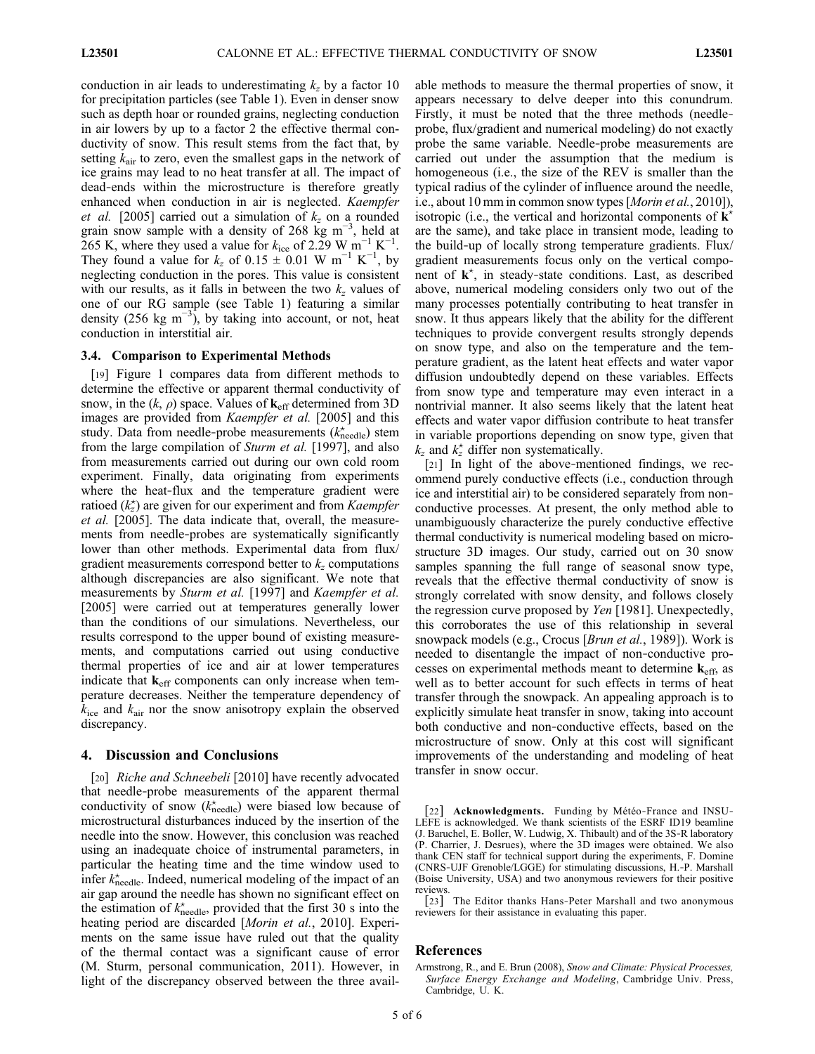conduction in air leads to underestimating $k_z$ by a factor 10 for precipitation particles (see Table 1). Even in denser snow such as depth hoar or rounded grains, neglecting conduction in air lowers by up to a factor 2 the effective thermal conductivity of snow. This result stems from the fact that, by setting $k_{air}$ to zero, even the smallest gaps in the network of ice grains may lead to no heat transfer at all. The impact of dead-ends within the microstructure is therefore greatly enhanced when conduction in air is neglected. *Kaempfer et al.* [2005] carried out a simulation of $k_z$ on a rounded grain snow sample with a density of 268 kg m$^{-3}$, held at 265 K, where they used a value for $k_{ice}$ of 2.29 W m$^{-1}$ K$^{-1}$. They found a value for $k_z$ of 0.15 ± 0.01 W m$^{-1}$ K$^{-1}$, by neglecting conduction in the pores. This value is consistent with our results, as it falls in between the two $k_z$ values of one of our RG sample (see Table 1) featuring a similar density (256 kg m$^{-3}$), by taking into account, or not, heat conduction in interstitial air.

### 3.4. Comparison to Experimental Methods

[19] Figure 1 compares data from different methods to determine the effective or apparent thermal conductivity of snow, in the $(k, \rho)$ space. Values of $\mathbf{k}_{eff}$ determined from 3D images are provided from *Kaempfer et al.* [2005] and this study. Data from needle-probe measurements ($k^{\star}_{needle}$) stem from the large compilation of *Sturm et al.* [1997], and also from measurements carried out during our own cold room experiment. Finally, data originating from experiments where the heat-flux and the temperature gradient were ratioed ($k^{\star}_z$) are given for our experiment and from *Kaempfer et al.* [2005]. The data indicate that, overall, the measurements from needle-probes are systematically significantly lower than other methods. Experimental data from flux/gradient measurements correspond better to $k_z$ computations although discrepancies are also significant. We note that measurements by *Sturm et al.* [1997] and *Kaempfer et al.* [2005] were carried out at temperatures generally lower than the conditions of our simulations. Nevertheless, our results correspond to the upper bound of existing measurements, and computations carried out using conductive thermal properties of ice and air at lower temperatures indicate that $\mathbf{k}_{eff}$ components can only increase when temperature decreases. Neither the temperature dependency of $k_{ice}$ and $k_{air}$ nor the snow anisotropy explain the observed discrepancy.

## 4. Discussion and Conclusions

[20] *Riche and Schneebeli* [2010] have recently advocated that needle-probe measurements of the apparent thermal conductivity of snow ($k^{\star}_{needle}$) were biased low because of microstructural disturbances induced by the insertion of the needle into the snow. However, this conclusion was reached using an inadequate choice of instrumental parameters, in particular the heating time and the time window used to infer $k^{\star}_{needle}$. Indeed, numerical modeling of the impact of an air gap around the needle has shown no significant effect on the estimation of $k^{\star}_{needle}$, provided that the first 30 s into the heating period are discarded [*Morin et al.*, 2010]. Experiments on the same issue have ruled out that the quality of the thermal contact was a significant cause of error (M. Sturm, personal communication, 2011). However, in light of the discrepancy observed between the three available methods to measure the thermal properties of snow, it appears necessary to delve deeper into this conundrum. Firstly, it must be noted that the three methods (needle-probe, flux/gradient and numerical modeling) do not exactly probe the same variable. Needle-probe measurements are carried out under the assumption that the medium is homogeneous (i.e., the size of the REV is smaller than the typical radius of the cylinder of influence around the needle, i.e., about 10 mm in common snow types [*Morin et al.*, 2010]), isotropic (i.e., the vertical and horizontal components of $\mathbf{k}^{\star}$ are the same), and take place in transient mode, leading to the build-up of locally strong temperature gradients. Flux/gradient measurements focus only on the vertical component of $\mathbf{k}^{\star}$, in steady-state conditions. Last, as described above, numerical modeling considers only two out of the many processes potentially contributing to heat transfer in snow. It thus appears likely that the ability for the different techniques to provide convergent results strongly depends on snow type, and also on the temperature and the temperature gradient, as the latent heat effects and water vapor diffusion undoubtedly depend on these variables. Effects from snow type and temperature may even interact in a nontrivial manner. It also seems likely that the latent heat effects and water vapor diffusion contribute to heat transfer in variable proportions depending on snow type, given that $k_z$ and $k^{\star}_z$ differ non systematically.

[21] In light of the above-mentioned findings, we recommend purely conductive effects (i.e., conduction through ice and interstitial air) to be considered separately from non-conductive processes. At present, the only method able to unambiguously characterize the purely conductive effective thermal conductivity is numerical modeling based on microstructure 3D images. Our study, carried out on 30 snow samples spanning the full range of seasonal snow type, reveals that the effective thermal conductivity of snow is strongly correlated with snow density, and follows closely the regression curve proposed by *Yen* [1981]. Unexpectedly, this corroborates the use of this relationship in several snowpack models (e.g., Crocus [*Brun et al.*, 1989]). Work is needed to disentangle the impact of non-conductive processes on experimental methods meant to determine $\mathbf{k}_{eff}$, as well as to better account for such effects in terms of heat transfer through the snowpack. An appealing approach is to explicitly simulate heat transfer in snow, taking into account both conductive and non-conductive effects, based on the microstructure of snow. Only at this cost will significant improvements of the understanding and modeling of heat transfer in snow occur.

[22] **Acknowledgments.** Funding by Météo-France and INSU-LEFE is acknowledged. We thank scientists of the ESRF ID19 beamline (J. Baruchel, E. Boller, W. Ludwig, X. Thibault) and of the 3S-R laboratory (P. Charrier, J. Desrues), where the 3D images were obtained. We also thank CEN staff for technical support during the experiments, F. Domine (CNRS-UJF Grenoble/LGGE) for stimulating discussions, H.-P. Marshall (Boise University, USA) and two anonymous reviewers for their positive reviews.

[23] The Editor thanks Hans-Peter Marshall and two anonymous reviewers for their assistance in evaluating this paper.

## References

Armstrong, R., and E. Brun (2008), *Snow and Climate: Physical Processes, Surface Energy Exchange and Modeling*, Cambridge Univ. Press, Cambridge, U. K.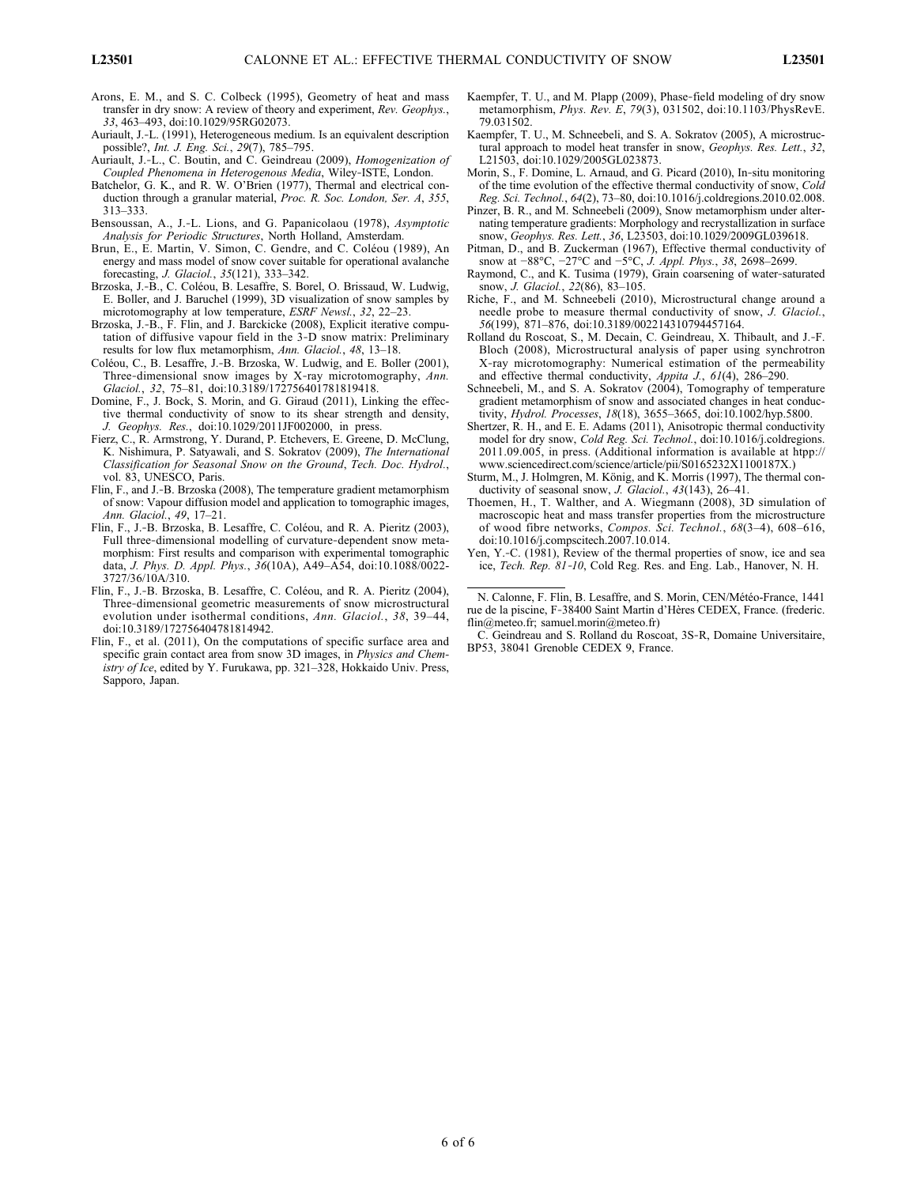Arons, E. M., and S. C. Colbeck (1995), Geometry of heat and mass transfer in dry snow: A review of theory and experiment, *Rev. Geophys.*, *33*, 463–493, doi:10.1029/95RG02073.

Auriault, J.-L. (1991), Heterogeneous medium. Is an equivalent description possible?, *Int. J. Eng. Sci.*, *29*(7), 785–795.

Auriault, J.-L., C. Boutin, and C. Geindreau (2009), *Homogenization of Coupled Phenomena in Heterogenous Media*, Wiley-ISTE, London.

Batchelor, G. K., and R. W. O'Brien (1977), Thermal and electrical conduction through a granular material, *Proc. R. Soc. London, Ser. A*, *355*, 313–333.

Bensoussan, A., J.-L. Lions, and G. Papanicolaou (1978), *Asymptotic Analysis for Periodic Structures*, North Holland, Amsterdam.

Brun, E., E. Martin, V. Simon, C. Gendre, and C. Coléou (1989), An energy and mass model of snow cover suitable for operational avalanche forecasting, *J. Glaciol.*, *35*(121), 333–342.

Brzoska, J.-B., C. Coléou, B. Lesaffre, S. Borel, O. Brissaud, W. Ludwig, E. Boller, and J. Baruchel (1999), 3D visualization of snow samples by microtomography at low temperature, *ESRF Newsl.*, *32*, 22–23.

Brzoska, J.-B., F. Flin, and J. Barckicke (2008), Explicit iterative computation of diffusive vapour field in the 3-D snow matrix: Preliminary results for low flux metamorphism, *Ann. Glaciol.*, *48*, 13–18.

Coléou, C., B. Lesaffre, J.-B. Brzoska, W. Ludwig, and E. Boller (2001), Three-dimensional snow images by X-ray microtomography, *Ann. Glaciol.*, *32*, 75–81, doi:10.3189/172756401781819418.

Domine, F., J. Bock, S. Morin, and G. Giraud (2011), Linking the effective thermal conductivity of snow to its shear strength and density, *J. Geophys. Res.*, doi:10.1029/2011JF002000, in press.

Fierz, C., R. Armstrong, Y. Durand, P. Etchevers, E. Greene, D. McClung, K. Nishimura, P. Satyawali, and S. Sokratov (2009), *The International Classification for Seasonal Snow on the Ground*, *Tech. Doc. Hydrol.*, vol. 83, UNESCO, Paris.

Flin, F., and J.-B. Brzoska (2008), The temperature gradient metamorphism of snow: Vapour diffusion model and application to tomographic images, *Ann. Glaciol.*, *49*, 17–21.

Flin, F., J.-B. Brzoska, B. Lesaffre, C. Coléou, and R. A. Pieritz (2003), Full three-dimensional modelling of curvature-dependent snow metamorphism: First results and comparison with experimental tomographic data, *J. Phys. D. Appl. Phys.*, *36*(10A), A49–A54, doi:10.1088/0022-3727/36/10A/310.

Flin, F., J.-B. Brzoska, B. Lesaffre, C. Coléou, and R. A. Pieritz (2004), Three-dimensional geometric measurements of snow microstructural evolution under isothermal conditions, *Ann. Glaciol.*, *38*, 39–44, doi:10.3189/172756404781814942.

Flin, F., et al. (2011), On the computations of specific surface area and specific grain contact area from snow 3D images, in *Physics and Chemistry of Ice*, edited by Y. Furukawa, pp. 321–328, Hokkaido Univ. Press, Sapporo, Japan.

Kaempfer, T. U., and M. Plapp (2009), Phase-field modeling of dry snow metamorphism, *Phys. Rev. E*, *79*(3), 031502, doi:10.1103/PhysRevE.79.031502.

Kaempfer, T. U., M. Schneebeli, and S. A. Sokratov (2005), A microstructural approach to model heat transfer in snow, *Geophys. Res. Lett.*, *32*, L21503, doi:10.1029/2005GL023873.

Morin, S., F. Domine, L. Arnaud, and G. Picard (2010), In-situ monitoring of the time evolution of the effective thermal conductivity of snow, *Cold Reg. Sci. Technol.*, *64*(2), 73–80, doi:10.1016/j.coldregions.2010.02.008.

Pinzer, B. R., and M. Schneebeli (2009), Snow metamorphism under alternating temperature gradients: Morphology and recrystallization in surface snow, *Geophys. Res. Lett.*, *36*, L23503, doi:10.1029/2009GL039618.

Pitman, D., and B. Zuckerman (1967), Effective thermal conductivity of snow at −88°C, −27°C and −5°C, *J. Appl. Phys.*, *38*, 2698–2699.

Raymond, C., and K. Tusima (1979), Grain coarsening of water-saturated snow, *J. Glaciol.*, *22*(86), 83–105.

Riche, F., and M. Schneebeli (2010), Microstructural change around a needle probe to measure thermal conductivity of snow, *J. Glaciol.*, *56*(199), 871–876, doi:10.3189/002214310794457164.

Rolland du Roscoat, S., M. Decain, C. Geindreau, X. Thibault, and J.-F. Bloch (2008), Microstructural analysis of paper using synchrotron X-ray microtomography: Numerical estimation of the permeability and effective thermal conductivity, *Appita J.*, *61*(4), 286–290.

Schneebeli, M., and S. A. Sokratov (2004), Tomography of temperature gradient metamorphism of snow and associated changes in heat conductivity, *Hydrol. Processes*, *18*(18), 3655–3665, doi:10.1002/hyp.5800.

Shertzer, R. H., and E. E. Adams (2011), Anisotropic thermal conductivity model for dry snow, *Cold Reg. Sci. Technol.*, doi:10.1016/j.coldregions.2011.09.005, in press. (Additional information is available at htpp://www.sciencedirect.com/science/article/pii/S0165232X1100187X.)

Sturm, M., J. Holmgren, M. König, and K. Morris (1997), The thermal conductivity of seasonal snow, *J. Glaciol.*, *43*(143), 26–41.

Thoemen, H., T. Walther, and A. Wiegmann (2008), 3D simulation of macroscopic heat and mass transfer properties from the microstructure of wood fibre networks, *Compos. Sci. Technol.*, *68*(3–4), 608–616, doi:10.1016/j.compscitech.2007.10.014.

Yen, Y.-C. (1981), Review of the thermal properties of snow, ice and sea ice, *Tech. Rep. 81-10*, Cold Reg. Res. and Eng. Lab., Hanover, N. H.

---

N. Calonne, F. Flin, B. Lesaffre, and S. Morin, CEN/Météo-France, 1441 rue de la piscine, F-38400 Saint Martin d'Hères CEDEX, France. (frederic.flin@meteo.fr; samuel.morin@meteo.fr)

C. Geindreau and S. Rolland du Roscoat, 3S-R, Domaine Universitaire, BP53, 38041 Grenoble CEDEX 9, France.